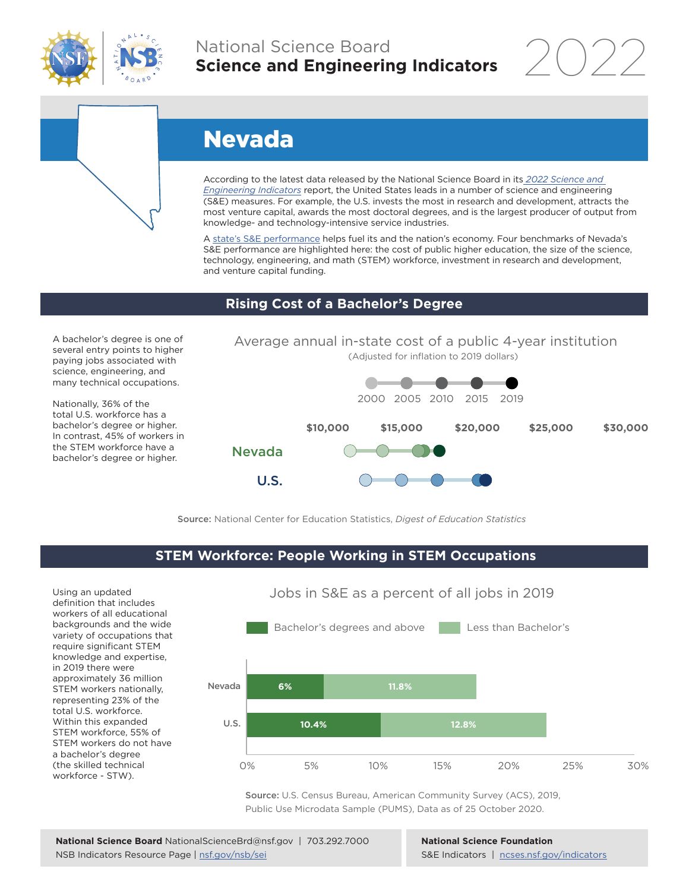National Science Board
**Science and Engineering Indicators** 2022

# Nevada

According to the latest data released by the National Science Board in its *2022 Science and Engineering Indicators* report, the United States leads in a number of science and engineering (S&E) measures. For example, the U.S. invests the most in research and development, attracts the most venture capital, awards the most doctoral degrees, and is the largest producer of output from knowledge- and technology-intensive service industries.

A state's S&E performance helps fuel its and the nation's economy. Four benchmarks of Nevada's S&E performance are highlighted here: the cost of public higher education, the size of the science, technology, engineering, and math (STEM) workforce, investment in research and development, and venture capital funding.

## Rising Cost of a Bachelor's Degree

A bachelor's degree is one of several entry points to higher paying jobs associated with science, engineering, and many technical occupations.

Nationally, 36% of the total U.S. workforce has a bachelor's degree or higher. In contrast, 45% of workers in the STEM workforce have a bachelor's degree or higher.

Average annual in-state cost of a public 4-year institution
(Adjusted for inflation to 2019 dollars)

2000 | 2005 | 2010 | 2015 | 2019

$10,000 | $15,000 | $20,000 | $25,000 | $30,000

Nevada

U.S.

**Source:** National Center for Education Statistics, *Digest of Education Statistics*

## STEM Workforce: People Working in STEM Occupations

Using an updated definition that includes workers of all educational backgrounds and the wide variety of occupations that require significant STEM knowledge and expertise, in 2019 there were approximately 36 million STEM workers nationally, representing 23% of the total U.S. workforce. Within this expanded STEM workforce, 55% of STEM workers do not have a bachelor's degree (the skilled technical workforce - STW).

Jobs in S&E as a percent of all jobs in 2019

| | Bachelor's degrees and above | Less than Bachelor's |
|---|---|---|
| Nevada | 6% | 11.8% |
| U.S. | 10.4% | 12.8% |

**Source:** U.S. Census Bureau, American Community Survey (ACS), 2019, Public Use Microdata Sample (PUMS), Data as of 25 October 2020.

**National Science Board** NationalScienceBrd@nsf.gov | 703.292.7000
NSB Indicators Resource Page | nsf.gov/nsb/sei

**National Science Foundation**
S&E Indicators | ncses.nsf.gov/indicators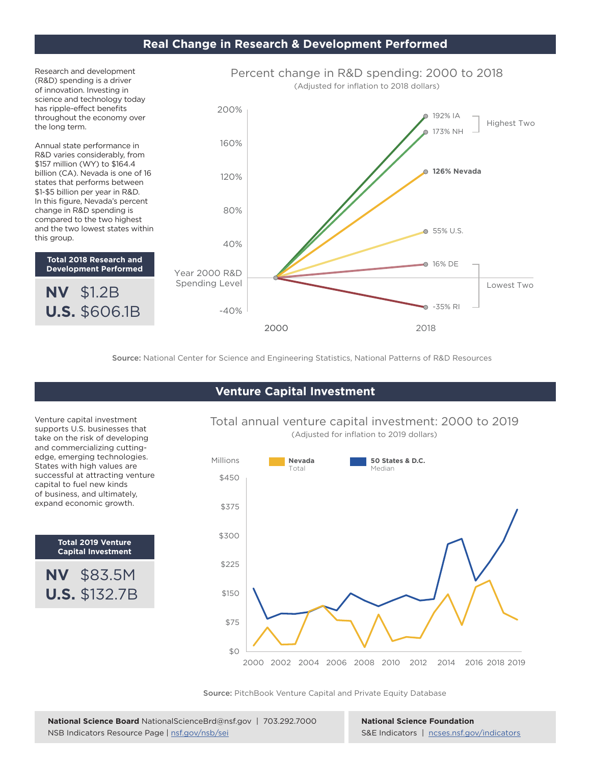## Real Change in Research & Development Performed

Research and development (R&D) spending is a driver of innovation. Investing in science and technology today has ripple-effect benefits throughout the economy over the long term.

Annual state performance in R&D varies considerably, from $157 million (WY) to $164.4 billion (CA). Nevada is one of 16 states that performs between $1-$5 billion per year in R&D. In this figure, Nevada's percent change in R&D spending is compared to the two highest and the two lowest states within this group.

**Total 2018 Research and Development Performed**

**NV** $1.2B

**U.S.** $606.1B

Percent change in R&D spending: 2000 to 2018

(Adjusted for inflation to 2018 dollars)

200%
160%
120%
80%
40%
-40%

Year 2000 R&D Spending Level

2000
2018

192% IA
173% NH
Highest Two
**126% Nevada**
55% U.S.
16% DE
-35% RI
Lowest Two

**Source:** National Center for Science and Engineering Statistics, National Patterns of R&D Resources

## Venture Capital Investment

Venture capital investment supports U.S. businesses that take on the risk of developing and commercializing cutting-edge, emerging technologies. States with high values are successful at attracting venture capital to fuel new kinds of business, and ultimately, expand economic growth.

**Total 2019 Venture Capital Investment**

**NV** $83.5M

**U.S.** $132.7B

Total annual venture capital investment: 2000 to 2019

(Adjusted for inflation to 2019 dollars)

Millions

**Nevada** Total

**50 States & D.C.** Median

$450
$375
$300
$225
$150
$75
$0

2000 2002 2004 2006 2008 2010 2012 2014 2016 2018 2019

**Source:** PitchBook Venture Capital and Private Equity Database

**National Science Board** NationalScienceBrd@nsf.gov | 703.292.7000
NSB Indicators Resource Page | nsf.gov/nsb/sei

**National Science Foundation**
S&E Indicators | ncses.nsf.gov/indicators